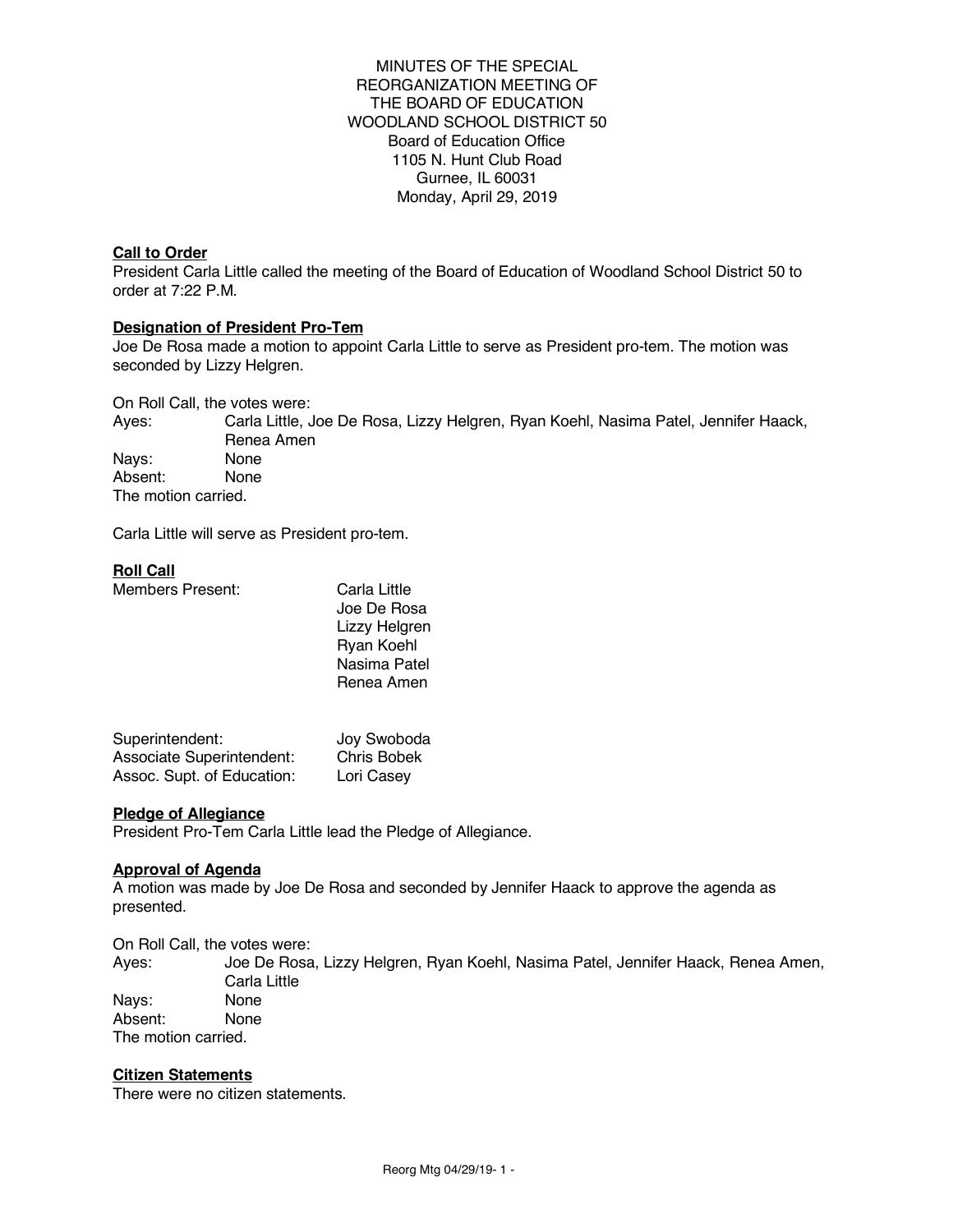MINUTES OF THE SPECIAL
REORGANIZATION MEETING OF
THE BOARD OF EDUCATION
WOODLAND SCHOOL DISTRICT 50
Board of Education Office
1105 N. Hunt Club Road
Gurnee, IL 60031
Monday, April 29, 2019

**Call to Order**

President Carla Little called the meeting of the Board of Education of Woodland School District 50 to order at 7:22 P.M.

**Designation of President Pro-Tem**

Joe De Rosa made a motion to appoint Carla Little to serve as President pro-tem. The motion was seconded by Lizzy Helgren.

On Roll Call, the votes were:

Ayes: Carla Little, Joe De Rosa, Lizzy Helgren, Ryan Koehl, Nasima Patel, Jennifer Haack, Renea Amen

Nays: None

Absent: None

The motion carried.

Carla Little will serve as President pro-tem.

**Roll Call**

Members Present: Carla Little
Joe De Rosa
Lizzy Helgren
Ryan Koehl
Nasima Patel
Renea Amen

Superintendent: Joy Swoboda
Associate Superintendent: Chris Bobek
Assoc. Supt. of Education: Lori Casey

**Pledge of Allegiance**

President Pro-Tem Carla Little lead the Pledge of Allegiance.

**Approval of Agenda**

A motion was made by Joe De Rosa and seconded by Jennifer Haack to approve the agenda as presented.

On Roll Call, the votes were:

Ayes: Joe De Rosa, Lizzy Helgren, Ryan Koehl, Nasima Patel, Jennifer Haack, Renea Amen, Carla Little

Nays: None

Absent: None

The motion carried.

**Citizen Statements**

There were no citizen statements.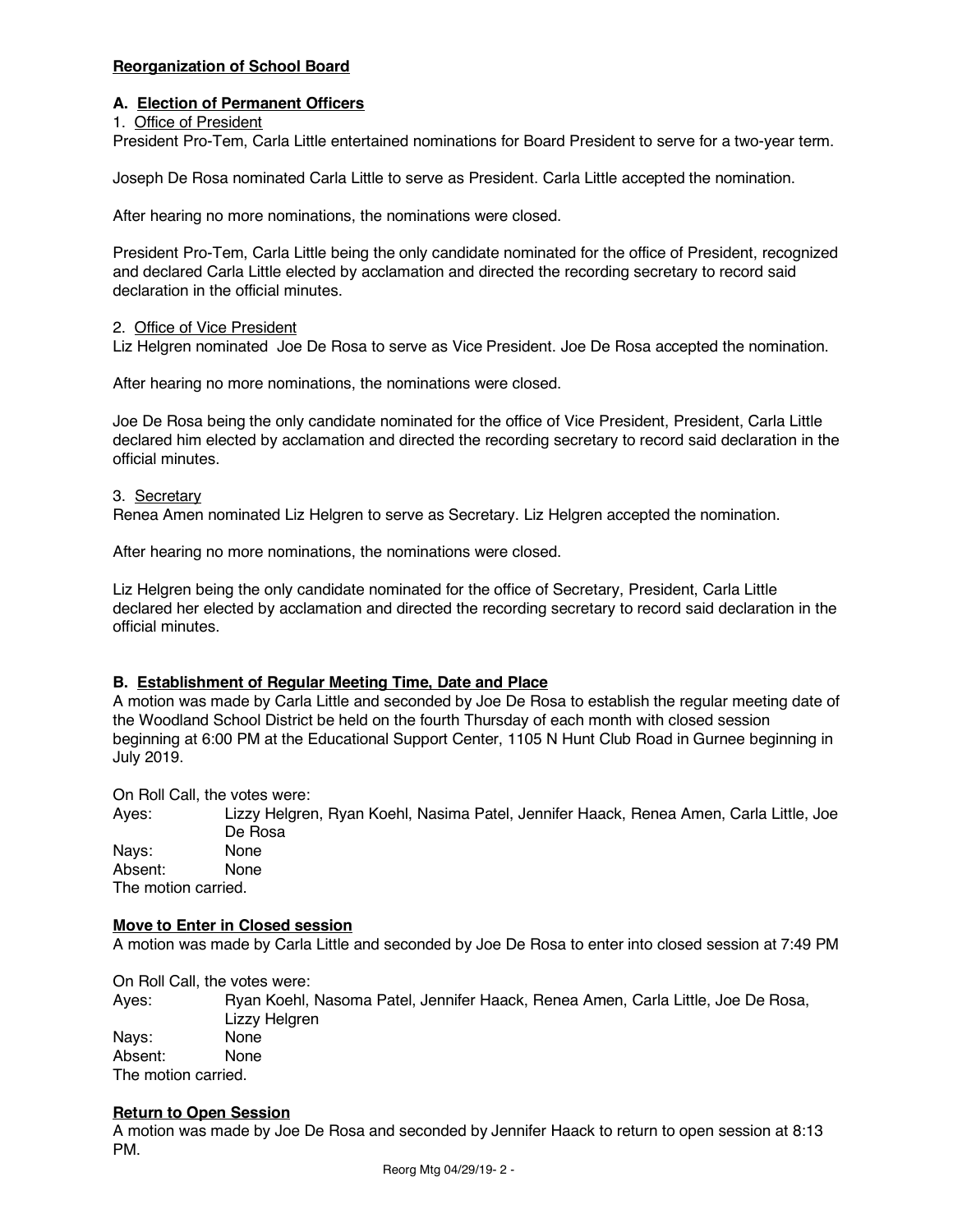**Reorganization of School Board**

**A. Election of Permanent Officers**

1. Office of President

President Pro-Tem, Carla Little entertained nominations for Board President to serve for a two-year term.

Joseph De Rosa nominated Carla Little to serve as President. Carla Little accepted the nomination.

After hearing no more nominations, the nominations were closed.

President Pro-Tem, Carla Little being the only candidate nominated for the office of President, recognized and declared Carla Little elected by acclamation and directed the recording secretary to record said declaration in the official minutes.

2. Office of Vice President

Liz Helgren nominated Joe De Rosa to serve as Vice President. Joe De Rosa accepted the nomination.

After hearing no more nominations, the nominations were closed.

Joe De Rosa being the only candidate nominated for the office of Vice President, President, Carla Little declared him elected by acclamation and directed the recording secretary to record said declaration in the official minutes.

3. Secretary

Renea Amen nominated Liz Helgren to serve as Secretary. Liz Helgren accepted the nomination.

After hearing no more nominations, the nominations were closed.

Liz Helgren being the only candidate nominated for the office of Secretary, President, Carla Little declared her elected by acclamation and directed the recording secretary to record said declaration in the official minutes.

**B. Establishment of Regular Meeting Time, Date and Place**

A motion was made by Carla Little and seconded by Joe De Rosa to establish the regular meeting date of the Woodland School District be held on the fourth Thursday of each month with closed session beginning at 6:00 PM at the Educational Support Center, 1105 N Hunt Club Road in Gurnee beginning in July 2019.

On Roll Call, the votes were:

Ayes: Lizzy Helgren, Ryan Koehl, Nasima Patel, Jennifer Haack, Renea Amen, Carla Little, Joe De Rosa
Nays: None
Absent: None
The motion carried.

**Move to Enter in Closed session**

A motion was made by Carla Little and seconded by Joe De Rosa to enter into closed session at 7:49 PM

On Roll Call, the votes were:

Ayes: Ryan Koehl, Nasoma Patel, Jennifer Haack, Renea Amen, Carla Little, Joe De Rosa, Lizzy Helgren
Nays: None
Absent: None
The motion carried.

**Return to Open Session**

A motion was made by Joe De Rosa and seconded by Jennifer Haack to return to open session at 8:13 PM.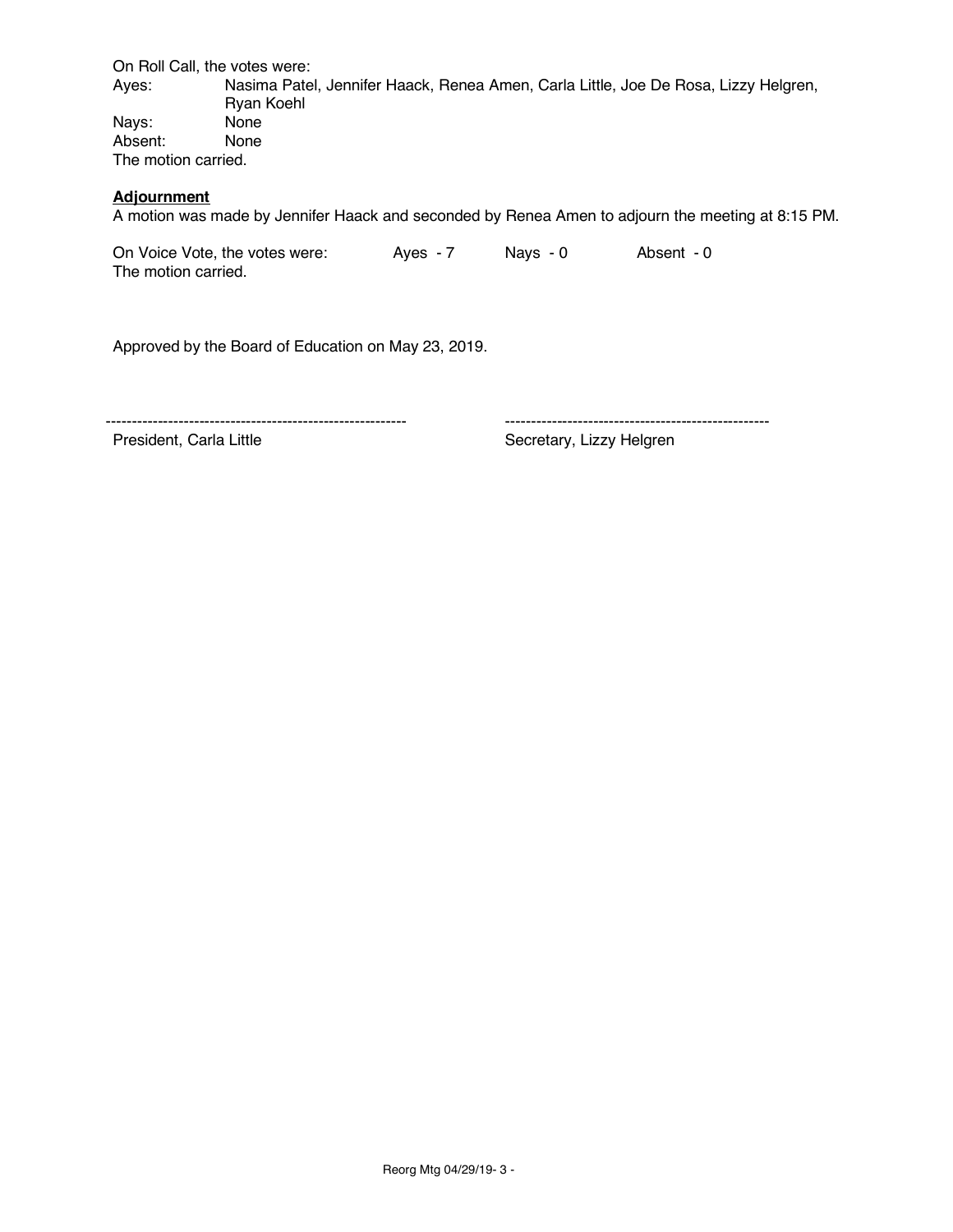On Roll Call, the votes were:

Ayes: Nasima Patel, Jennifer Haack, Renea Amen, Carla Little, Joe De Rosa, Lizzy Helgren, Ryan Koehl

Nays: None

Absent: None

The motion carried.

**Adjournment**

A motion was made by Jennifer Haack and seconded by Renea Amen to adjourn the meeting at 8:15 PM.

On Voice Vote, the votes were: Ayes - 7 Nays - 0 Absent - 0

The motion carried.

Approved by the Board of Education on May 23, 2019.

---------------------------------------------------------- ---------------------------------------------------

President, Carla Little Secretary, Lizzy Helgren